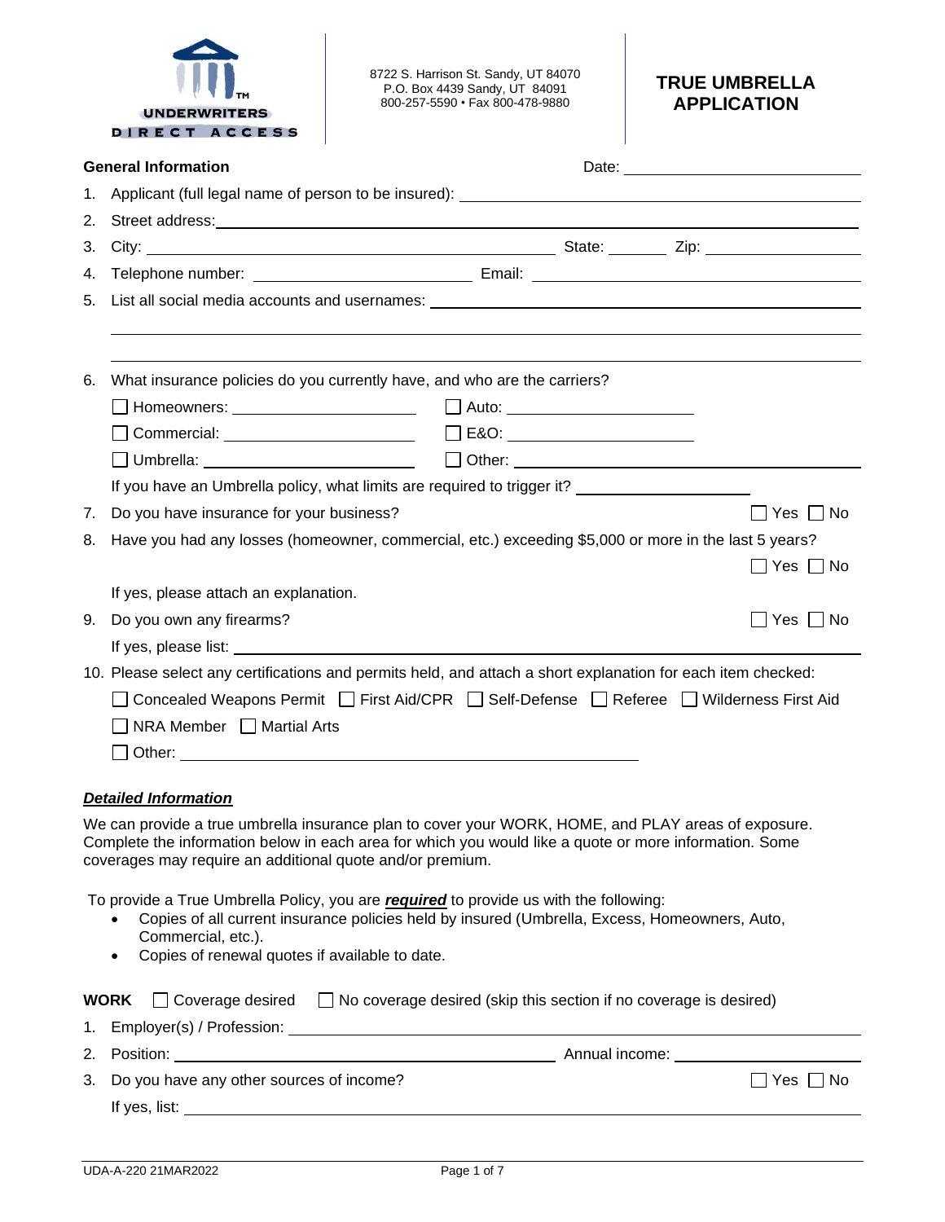UNDERWRITERS DIRECT ACCESS

8722 S. Harrison St. Sandy, UT 84070
P.O. Box 4439 Sandy, UT 84091
800-257-5590 • Fax 800-478-9880

# TRUE UMBRELLA APPLICATION

**General Information** Date: ______________________

1. Applicant (full legal name of person to be insured): ______________________
2. Street address: ______________________
3. City: ______________________ State: ________ Zip: ______________________
4. Telephone number: ______________________ Email: ______________________
5. List all social media accounts and usernames: ______________________
6. What insurance policies do you currently have, and who are the carriers?
   - ☐ Homeowners: ______________________ ☐ Auto: ______________________
   - ☐ Commercial: ______________________ ☐ E&O: ______________________
   - ☐ Umbrella: ______________________ ☐ Other: ______________________

   If you have an Umbrella policy, what limits are required to trigger it? ______________________
7. Do you have insurance for your business? ☐ Yes ☐ No
8. Have you had any losses (homeowner, commercial, etc.) exceeding $5,000 or more in the last 5 years? ☐ Yes ☐ No

   If yes, please attach an explanation.
9. Do you own any firearms? ☐ Yes ☐ No

   If yes, please list: ______________________
10. Please select any certifications and permits held, and attach a short explanation for each item checked:

    ☐ Concealed Weapons Permit ☐ First Aid/CPR ☐ Self-Defense ☐ Referee ☐ Wilderness First Aid

    ☐ NRA Member ☐ Martial Arts

    ☐ Other: ______________________

***Detailed Information***

We can provide a true umbrella insurance plan to cover your WORK, HOME, and PLAY areas of exposure. Complete the information below in each area for which you would like a quote or more information. Some coverages may require an additional quote and/or premium.

To provide a True Umbrella Policy, you are ***required*** to provide us with the following:

- Copies of all current insurance policies held by insured (Umbrella, Excess, Homeowners, Auto, Commercial, etc.).
- Copies of renewal quotes if available to date.

**WORK** ☐ Coverage desired ☐ No coverage desired (skip this section if no coverage is desired)

1. Employer(s) / Profession: ______________________
2. Position: ______________________ Annual income: ______________________
3. Do you have any other sources of income? ☐ Yes ☐ No

   If yes, list: ______________________

UDA-A-220 21MAR2022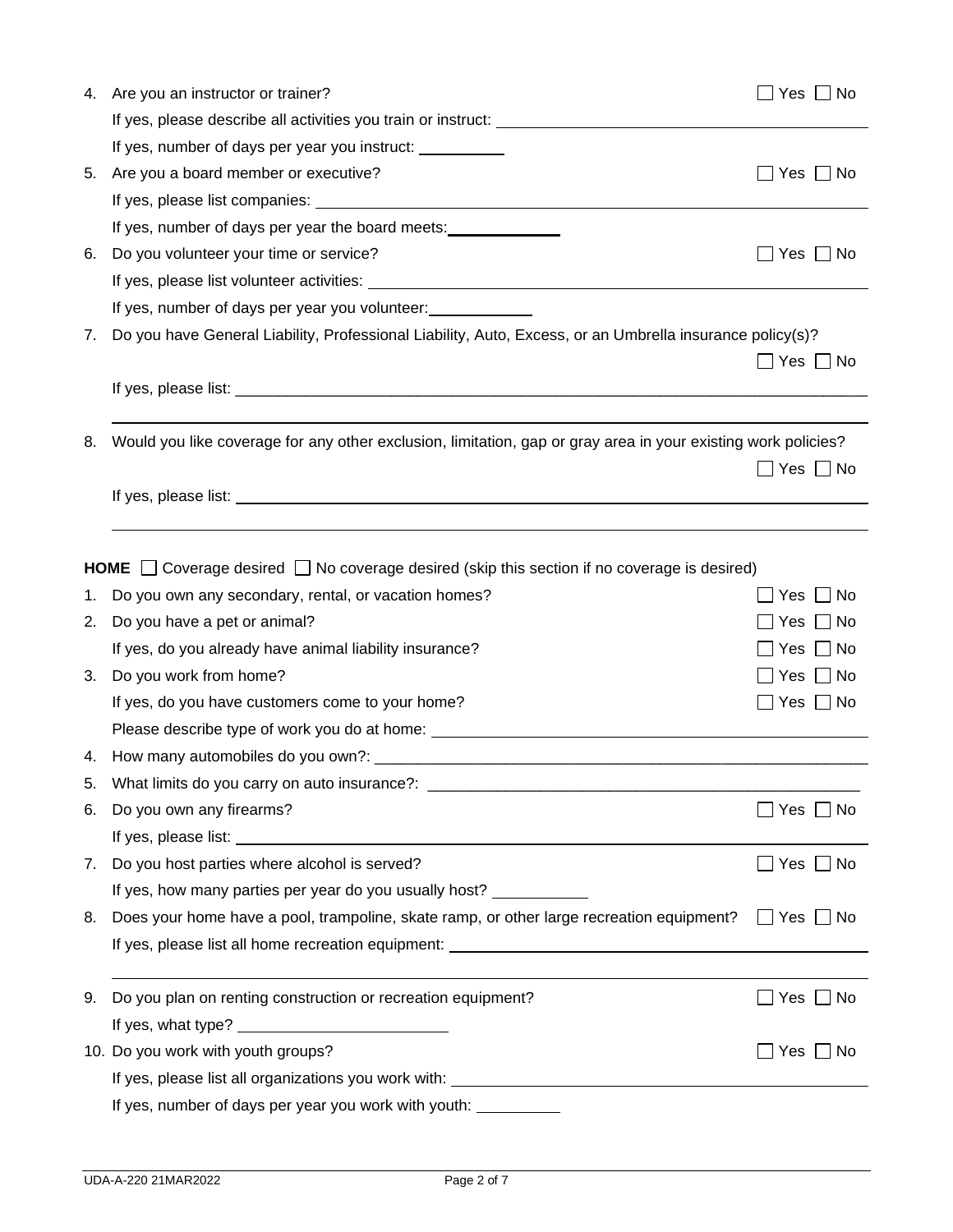4. Are you an instructor or trainer? ☐ Yes ☐ No

   If yes, please describe all activities you train or instruct: ______________________________

   If yes, number of days per year you instruct: __________

5. Are you a board member or executive? ☐ Yes ☐ No

   If yes, please list companies: ______________________________

   If yes, number of days per year the board meets: __________

6. Do you volunteer your time or service? ☐ Yes ☐ No

   If yes, please list volunteer activities: ______________________________

   If yes, number of days per year you volunteer: __________

7. Do you have General Liability, Professional Liability, Auto, Excess, or an Umbrella insurance policy(s)? ☐ Yes ☐ No

   If yes, please list: ______________________________

   ______________________________

8. Would you like coverage for any other exclusion, limitation, gap or gray area in your existing work policies? ☐ Yes ☐ No

   If yes, please list: ______________________________

   ______________________________

**HOME** ☐ Coverage desired ☐ No coverage desired (skip this section if no coverage is desired)

1. Do you own any secondary, rental, or vacation homes? ☐ Yes ☐ No
2. Do you have a pet or animal? ☐ Yes ☐ No

   If yes, do you already have animal liability insurance? ☐ Yes ☐ No

3. Do you work from home? ☐ Yes ☐ No

   If yes, do you have customers come to your home? ☐ Yes ☐ No

   Please describe type of work you do at home: ______________________________

4. How many automobiles do you own?: ______________________________
5. What limits do you carry on auto insurance?: ______________________________
6. Do you own any firearms? ☐ Yes ☐ No

   If yes, please list: ______________________________

7. Do you host parties where alcohol is served? ☐ Yes ☐ No

   If yes, how many parties per year do you usually host? __________

8. Does your home have a pool, trampoline, skate ramp, or other large recreation equipment? ☐ Yes ☐ No

   If yes, please list all home recreation equipment: ______________________________

   ______________________________

9. Do you plan on renting construction or recreation equipment? ☐ Yes ☐ No

   If yes, what type? __________

10. Do you work with youth groups? ☐ Yes ☐ No

    If yes, please list all organizations you work with: ______________________________

    If yes, number of days per year you work with youth: __________

UDA-A-220 21MAR2022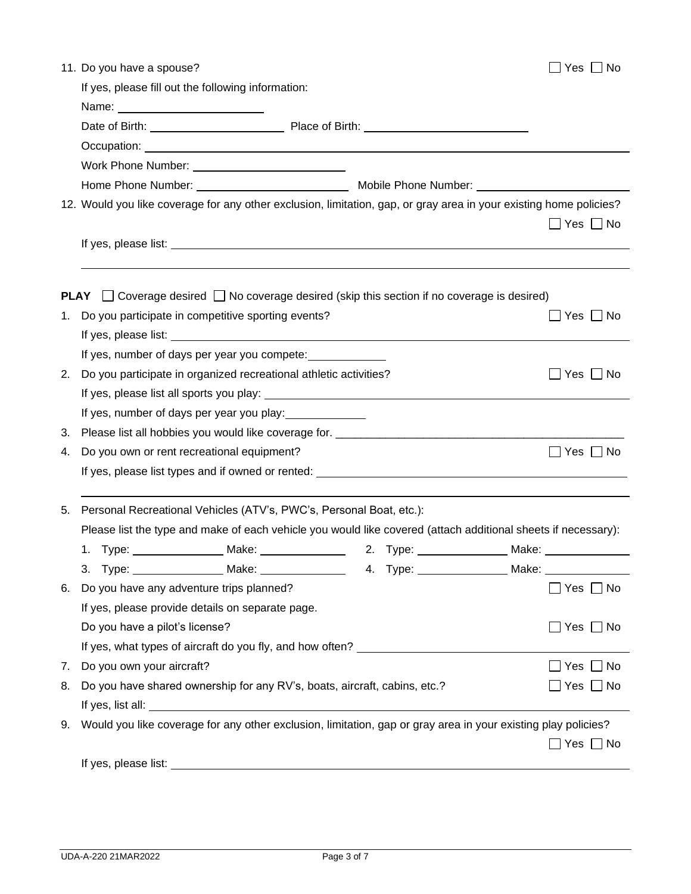11. Do you have a spouse? ☐ Yes ☐ No

    If yes, please fill out the following information:

    Name: ______________________

    Date of Birth: ____________________ Place of Birth: ________________________

    Occupation: ____________________________________________________________

    Work Phone Number: ______________________

    Home Phone Number: ______________________ Mobile Phone Number: ______________________

12. Would you like coverage for any other exclusion, limitation, gap, or gray area in your existing home policies? ☐ Yes ☐ No

    If yes, please list: ____________________________________________________________

    ____________________________________________________________

**PLAY** ☐ Coverage desired ☐ No coverage desired (skip this section if no coverage is desired)

1. Do you participate in competitive sporting events? ☐ Yes ☐ No

   If yes, please list: ____________________________________________________________

   If yes, number of days per year you compete: ____________

2. Do you participate in organized recreational athletic activities? ☐ Yes ☐ No

   If yes, please list all sports you play: ____________________________________________

   If yes, number of days per year you play: ____________

3. Please list all hobbies you would like coverage for. ______________________________________________

4. Do you own or rent recreational equipment? ☐ Yes ☐ No

   If yes, please list types and if owned or rented: ______________________________________________

   ____________________________________________________________

5. Personal Recreational Vehicles (ATV's, PWC's, Personal Boat, etc.):

   Please list the type and make of each vehicle you would like covered (attach additional sheets if necessary):

   1. Type: ______________ Make: ______________ 2. Type: ______________ Make: ______________

   3. Type: ______________ Make: ______________ 4. Type: ______________ Make: ______________

6. Do you have any adventure trips planned? ☐ Yes ☐ No

   If yes, please provide details on separate page.

   Do you have a pilot's license? ☐ Yes ☐ No

   If yes, what types of aircraft do you fly, and how often? ______________________________

7. Do you own your aircraft? ☐ Yes ☐ No

8. Do you have shared ownership for any RV's, boats, aircraft, cabins, etc.? ☐ Yes ☐ No

   If yes, list all: ____________________________________________________________

9. Would you like coverage for any other exclusion, limitation, gap or gray area in your existing play policies? ☐ Yes ☐ No

   If yes, please list: ____________________________________________________________

UDA-A-220 21MAR2022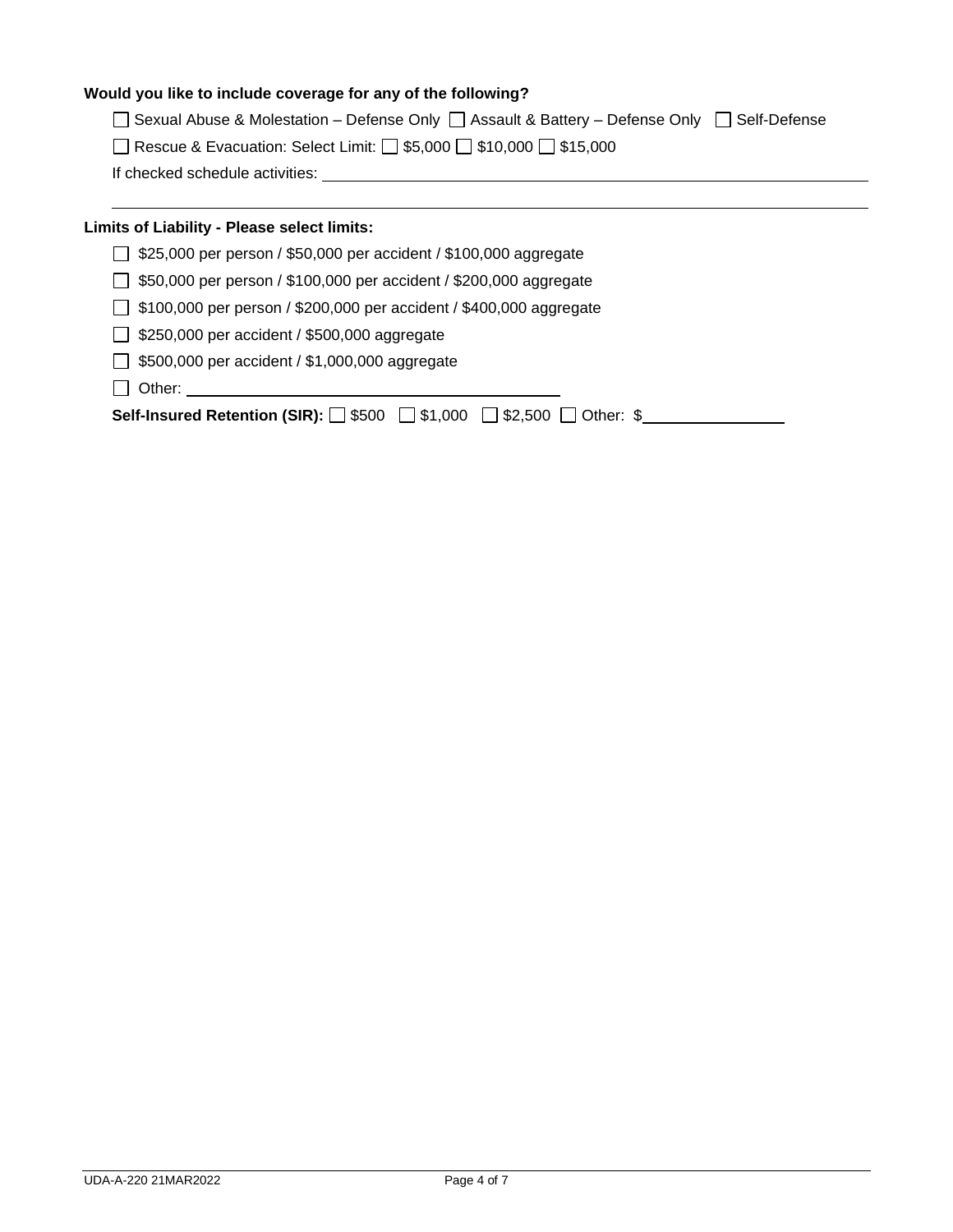**Would you like to include coverage for any of the following?**

☐ Sexual Abuse & Molestation – Defense Only ☐ Assault & Battery – Defense Only ☐ Self-Defense

☐ Rescue & Evacuation: Select Limit: ☐ $5,000 ☐ $10,000 ☐ $15,000

If checked schedule activities: ____________________________________________

____________________________________________

**Limits of Liability - Please select limits:**

☐ $25,000 per person / $50,000 per accident / $100,000 aggregate

☐ $50,000 per person / $100,000 per accident / $200,000 aggregate

☐ $100,000 per person / $200,000 per accident / $400,000 aggregate

☐ $250,000 per accident / $500,000 aggregate

☐ $500,000 per accident / $1,000,000 aggregate

☐ Other: ______________________

**Self-Insured Retention (SIR):** ☐ $500 ☐ $1,000 ☐ $2,500 ☐ Other: $__________

UDA-A-220 21MAR2022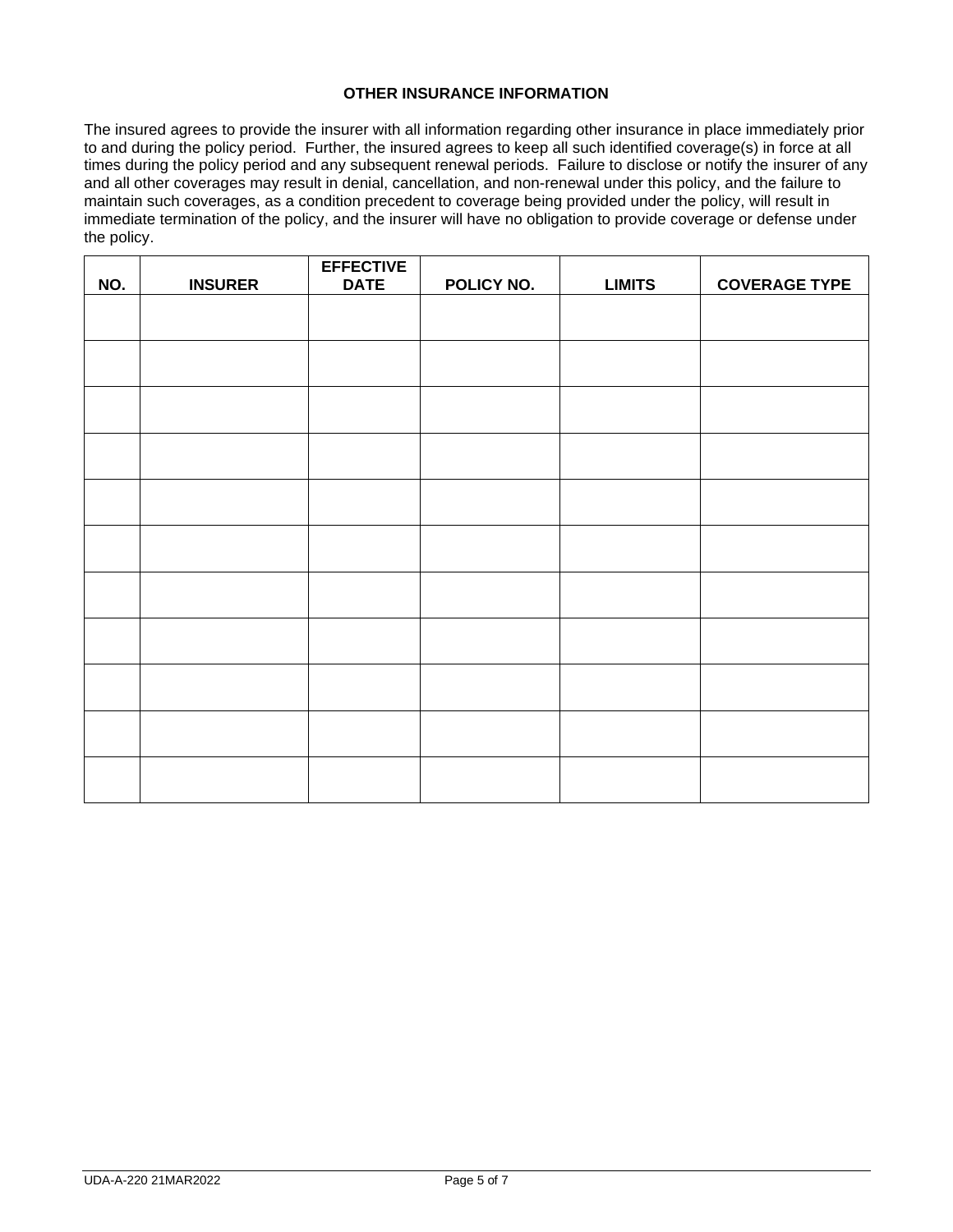## OTHER INSURANCE INFORMATION

The insured agrees to provide the insurer with all information regarding other insurance in place immediately prior to and during the policy period. Further, the insured agrees to keep all such identified coverage(s) in force at all times during the policy period and any subsequent renewal periods. Failure to disclose or notify the insurer of any and all other coverages may result in denial, cancellation, and non-renewal under this policy, and the failure to maintain such coverages, as a condition precedent to coverage being provided under the policy, will result in immediate termination of the policy, and the insurer will have no obligation to provide coverage or defense under the policy.

| NO. | INSURER | EFFECTIVE DATE | POLICY NO. | LIMITS | COVERAGE TYPE |
|---|---|---|---|---|---|
| | | | | | |
| | | | | | |
| | | | | | |
| | | | | | |
| | | | | | |
| | | | | | |
| | | | | | |
| | | | | | |
| | | | | | |
| | | | | | |
| | | | | | |

UDA-A-220 21MAR2022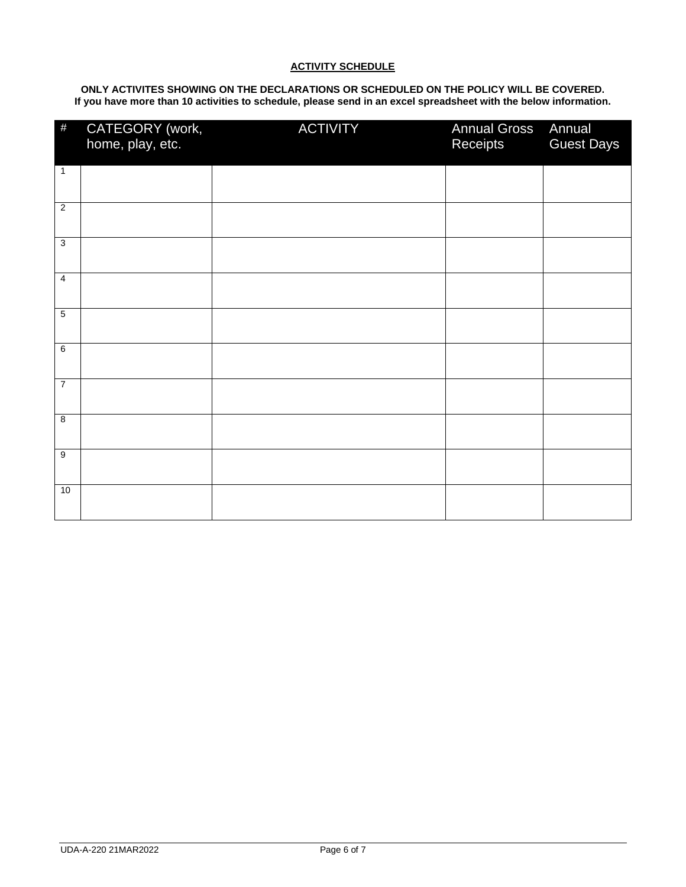## ACTIVITY SCHEDULE

**ONLY ACTIVITES SHOWING ON THE DECLARATIONS OR SCHEDULED ON THE POLICY WILL BE COVERED.**
**If you have more than 10 activities to schedule, please send in an excel spreadsheet with the below information.**

| # | CATEGORY (work, home, play, etc. | ACTIVITY | Annual Gross Receipts | Annual Guest Days |
|---|---|---|---|---|
| 1 | | | | |
| 2 | | | | |
| 3 | | | | |
| 4 | | | | |
| 5 | | | | |
| 6 | | | | |
| 7 | | | | |
| 8 | | | | |
| 9 | | | | |
| 10 | | | | |

UDA-A-220 21MAR2022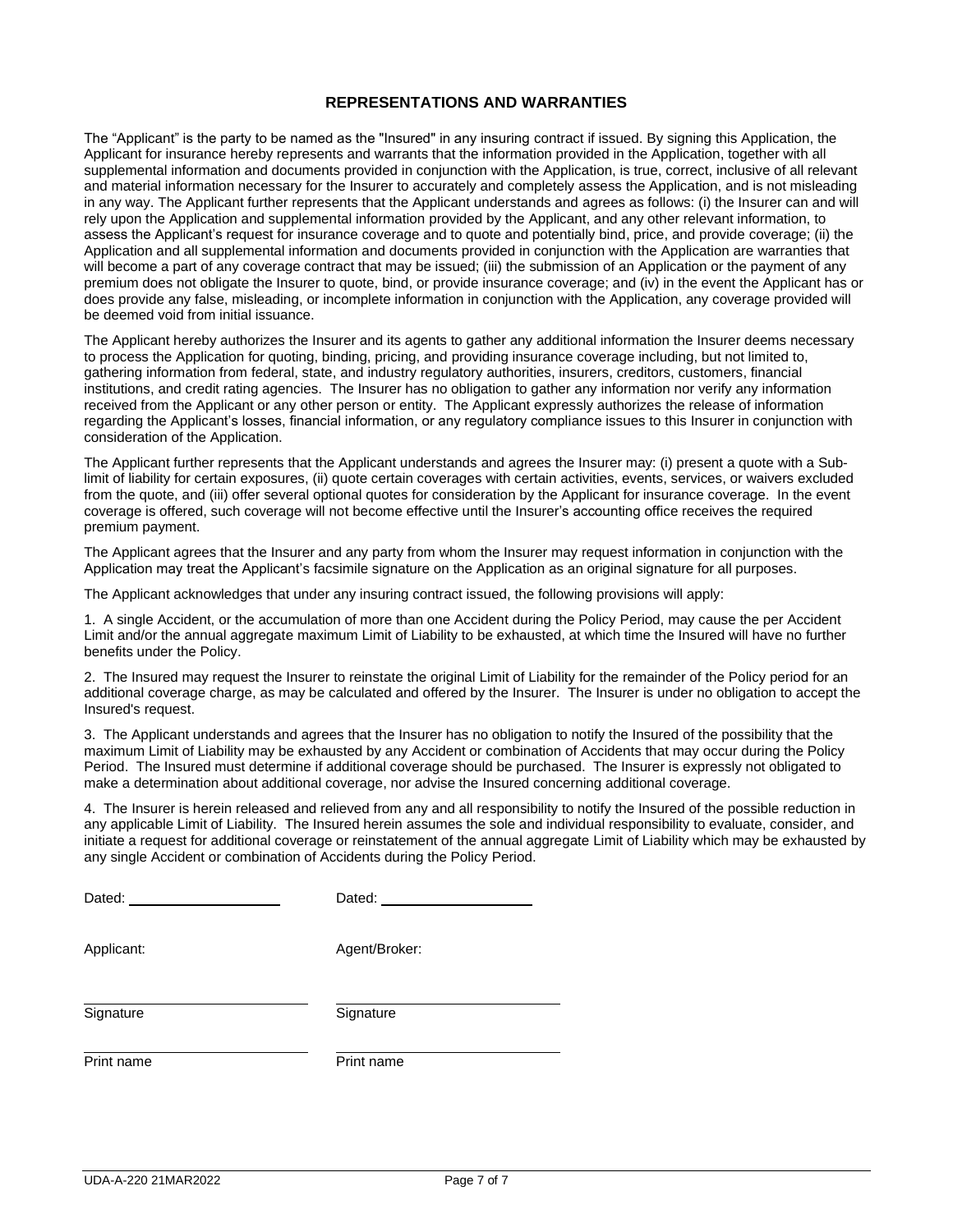## REPRESENTATIONS AND WARRANTIES

The "Applicant" is the party to be named as the "Insured" in any insuring contract if issued. By signing this Application, the Applicant for insurance hereby represents and warrants that the information provided in the Application, together with all supplemental information and documents provided in conjunction with the Application, is true, correct, inclusive of all relevant and material information necessary for the Insurer to accurately and completely assess the Application, and is not misleading in any way. The Applicant further represents that the Applicant understands and agrees as follows: (i) the Insurer can and will rely upon the Application and supplemental information provided by the Applicant, and any other relevant information, to assess the Applicant's request for insurance coverage and to quote and potentially bind, price, and provide coverage; (ii) the Application and all supplemental information and documents provided in conjunction with the Application are warranties that will become a part of any coverage contract that may be issued; (iii) the submission of an Application or the payment of any premium does not obligate the Insurer to quote, bind, or provide insurance coverage; and (iv) in the event the Applicant has or does provide any false, misleading, or incomplete information in conjunction with the Application, any coverage provided will be deemed void from initial issuance.

The Applicant hereby authorizes the Insurer and its agents to gather any additional information the Insurer deems necessary to process the Application for quoting, binding, pricing, and providing insurance coverage including, but not limited to, gathering information from federal, state, and industry regulatory authorities, insurers, creditors, customers, financial institutions, and credit rating agencies. The Insurer has no obligation to gather any information nor verify any information received from the Applicant or any other person or entity. The Applicant expressly authorizes the release of information regarding the Applicant's losses, financial information, or any regulatory compliance issues to this Insurer in conjunction with consideration of the Application.

The Applicant further represents that the Applicant understands and agrees the Insurer may: (i) present a quote with a Sub-limit of liability for certain exposures, (ii) quote certain coverages with certain activities, events, services, or waivers excluded from the quote, and (iii) offer several optional quotes for consideration by the Applicant for insurance coverage. In the event coverage is offered, such coverage will not become effective until the Insurer's accounting office receives the required premium payment.

The Applicant agrees that the Insurer and any party from whom the Insurer may request information in conjunction with the Application may treat the Applicant's facsimile signature on the Application as an original signature for all purposes.

The Applicant acknowledges that under any insuring contract issued, the following provisions will apply:

1. A single Accident, or the accumulation of more than one Accident during the Policy Period, may cause the per Accident Limit and/or the annual aggregate maximum Limit of Liability to be exhausted, at which time the Insured will have no further benefits under the Policy.

2. The Insured may request the Insurer to reinstate the original Limit of Liability for the remainder of the Policy period for an additional coverage charge, as may be calculated and offered by the Insurer. The Insurer is under no obligation to accept the Insured's request.

3. The Applicant understands and agrees that the Insurer has no obligation to notify the Insured of the possibility that the maximum Limit of Liability may be exhausted by any Accident or combination of Accidents that may occur during the Policy Period. The Insured must determine if additional coverage should be purchased. The Insurer is expressly not obligated to make a determination about additional coverage, nor advise the Insured concerning additional coverage.

4. The Insurer is herein released and relieved from any and all responsibility to notify the Insured of the possible reduction in any applicable Limit of Liability. The Insured herein assumes the sole and individual responsibility to evaluate, consider, and initiate a request for additional coverage or reinstatement of the annual aggregate Limit of Liability which may be exhausted by any single Accident or combination of Accidents during the Policy Period.

Dated: ____________________ Dated: ____________________

Applicant: Agent/Broker:

____________________________ ____________________________
Signature Signature

____________________________ ____________________________
Print name Print name

UDA-A-220 21MAR2022